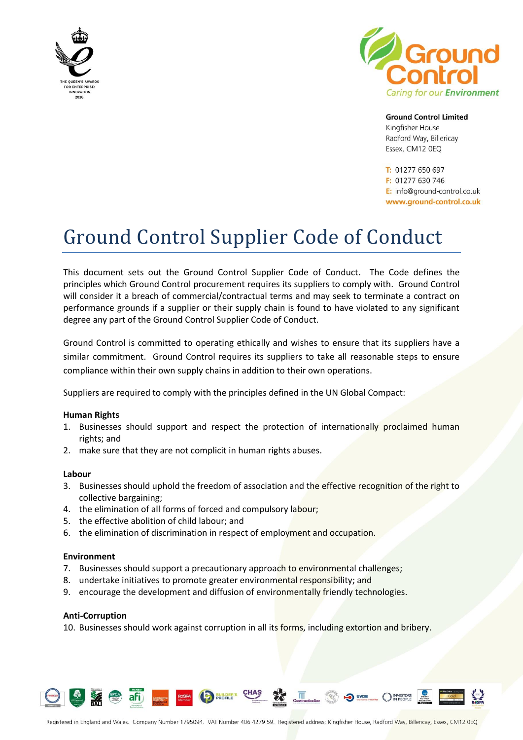**Ground Control Limited**
Kingfisher House
Radford Way, Billericay
Essex, CM12 0EQ

T: 01277 650 697
F: 01277 630 746
E: info@ground-control.co.uk
www.ground-control.co.uk

# Ground Control Supplier Code of Conduct

This document sets out the Ground Control Supplier Code of Conduct. The Code defines the principles which Ground Control procurement requires its suppliers to comply with. Ground Control will consider it a breach of commercial/contractual terms and may seek to terminate a contract on performance grounds if a supplier or their supply chain is found to have violated to any significant degree any part of the Ground Control Supplier Code of Conduct.

Ground Control is committed to operating ethically and wishes to ensure that its suppliers have a similar commitment. Ground Control requires its suppliers to take all reasonable steps to ensure compliance within their own supply chains in addition to their own operations.

Suppliers are required to comply with the principles defined in the UN Global Compact:

**Human Rights**

1. Businesses should support and respect the protection of internationally proclaimed human rights; and
2. make sure that they are not complicit in human rights abuses.

**Labour**

3. Businesses should uphold the freedom of association and the effective recognition of the right to collective bargaining;
4. the elimination of all forms of forced and compulsory labour;
5. the effective abolition of child labour; and
6. the elimination of discrimination in respect of employment and occupation.

**Environment**

7. Businesses should support a precautionary approach to environmental challenges;
8. undertake initiatives to promote greater environmental responsibility; and
9. encourage the development and diffusion of environmentally friendly technologies.

**Anti-Corruption**

10. Businesses should work against corruption in all its forms, including extortion and bribery.

Registered in England and Wales. Company Number 1795094. VAT Number 406 4279 59. Registered address: Kingfisher House, Radford Way, Billericay, Essex, CM12 0EQ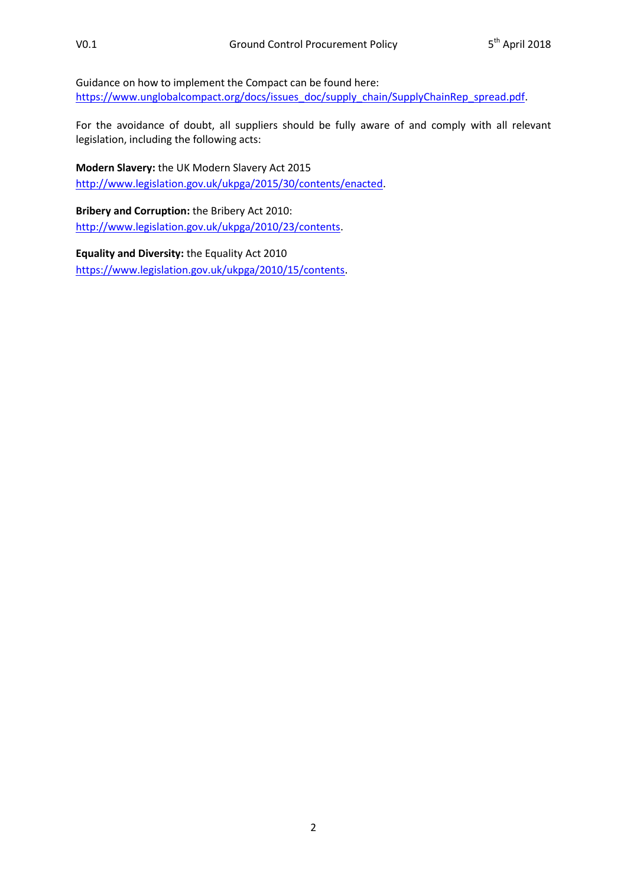Guidance on how to implement the Compact can be found here:
https://www.unglobalcompact.org/docs/issues_doc/supply_chain/SupplyChainRep_spread.pdf.

For the avoidance of doubt, all suppliers should be fully aware of and comply with all relevant legislation, including the following acts:

**Modern Slavery:** the UK Modern Slavery Act 2015
http://www.legislation.gov.uk/ukpga/2015/30/contents/enacted.

**Bribery and Corruption:** the Bribery Act 2010:
http://www.legislation.gov.uk/ukpga/2010/23/contents.

**Equality and Diversity:** the Equality Act 2010
https://www.legislation.gov.uk/ukpga/2010/15/contents.